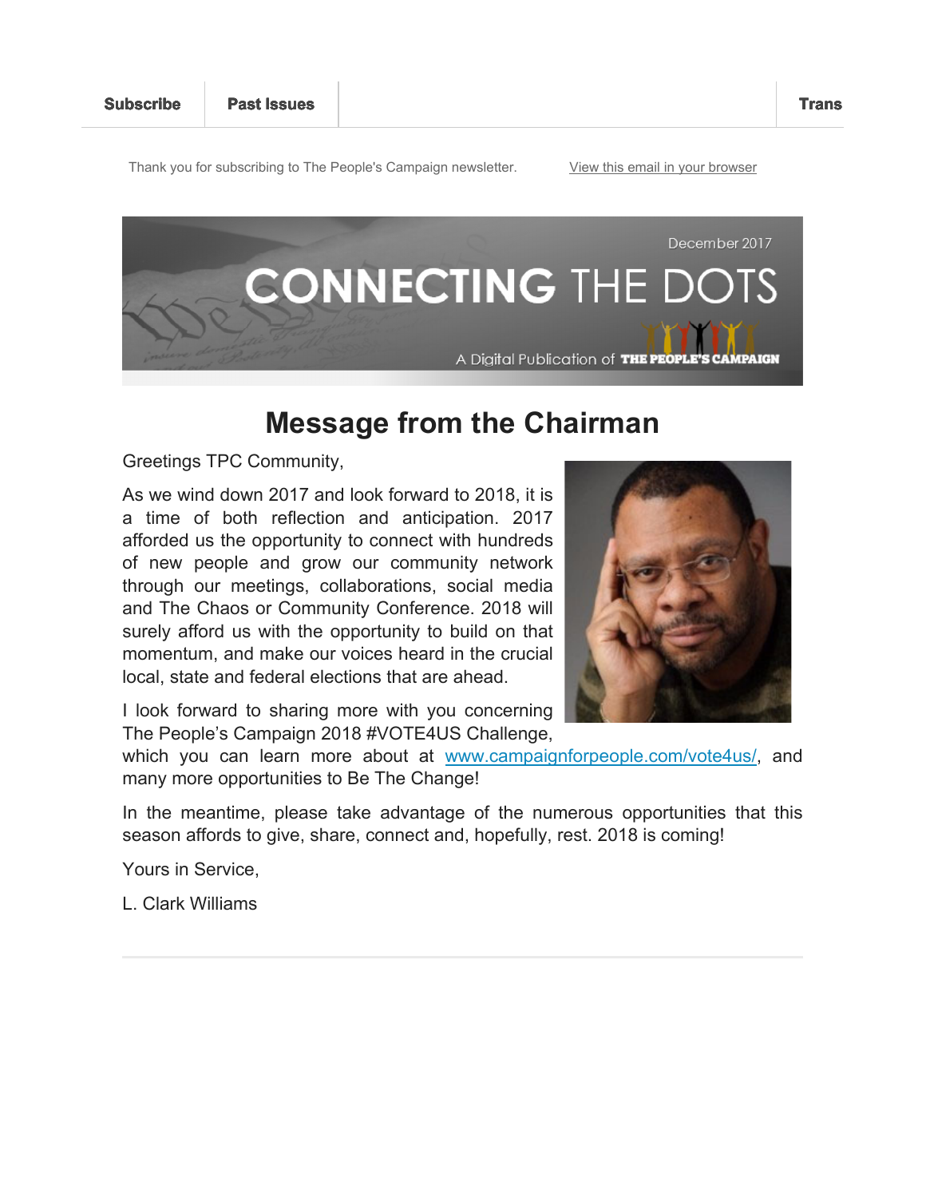Subscribe | Past Issues | Trans

Thank you for subscribing to The People's Campaign newsletter. [View this email in your browser]

December 2017

# CONNECTING THE DOTS

A Digital Publication of THE PEOPLE'S CAMPAIGN

## Message from the Chairman

Greetings TPC Community,

As we wind down 2017 and look forward to 2018, it is a time of both reflection and anticipation. 2017 afforded us the opportunity to connect with hundreds of new people and grow our community network through our meetings, collaborations, social media and The Chaos or Community Conference. 2018 will surely afford us with the opportunity to build on that momentum, and make our voices heard in the crucial local, state and federal elections that are ahead.

I look forward to sharing more with you concerning The People's Campaign 2018 #VOTE4US Challenge, which you can learn more about at www.campaignforpeople.com/vote4us/, and many more opportunities to Be The Change!

In the meantime, please take advantage of the numerous opportunities that this season affords to give, share, connect and, hopefully, rest. 2018 is coming!

Yours in Service,

L. Clark Williams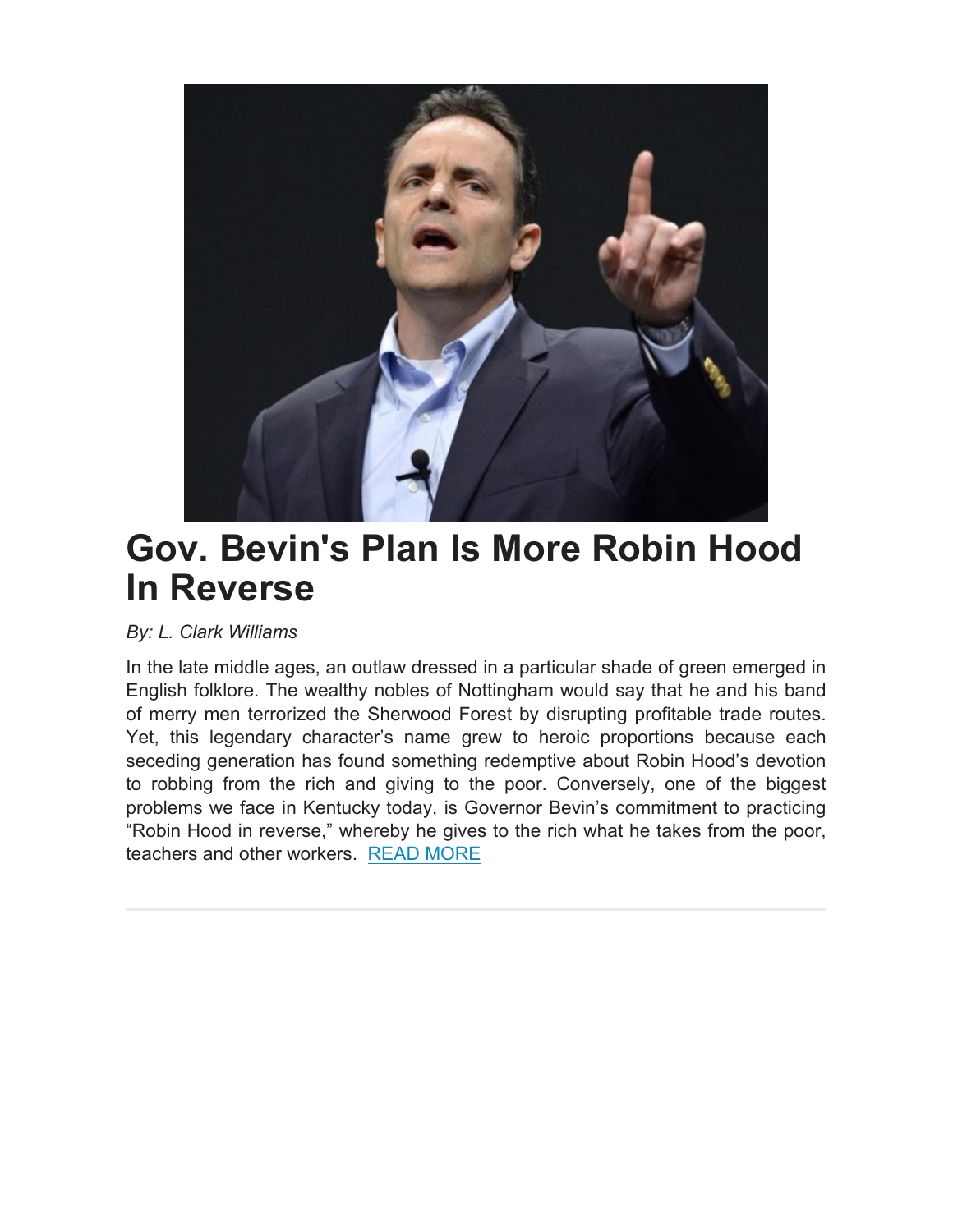# Gov. Bevin's Plan Is More Robin Hood In Reverse

*By: L. Clark Williams*

In the late middle ages, an outlaw dressed in a particular shade of green emerged in English folklore. The wealthy nobles of Nottingham would say that he and his band of merry men terrorized the Sherwood Forest by disrupting profitable trade routes. Yet, this legendary character's name grew to heroic proportions because each seceding generation has found something redemptive about Robin Hood's devotion to robbing from the rich and giving to the poor. Conversely, one of the biggest problems we face in Kentucky today, is Governor Bevin's commitment to practicing "Robin Hood in reverse," whereby he gives to the rich what he takes from the poor, teachers and other workers. READ MORE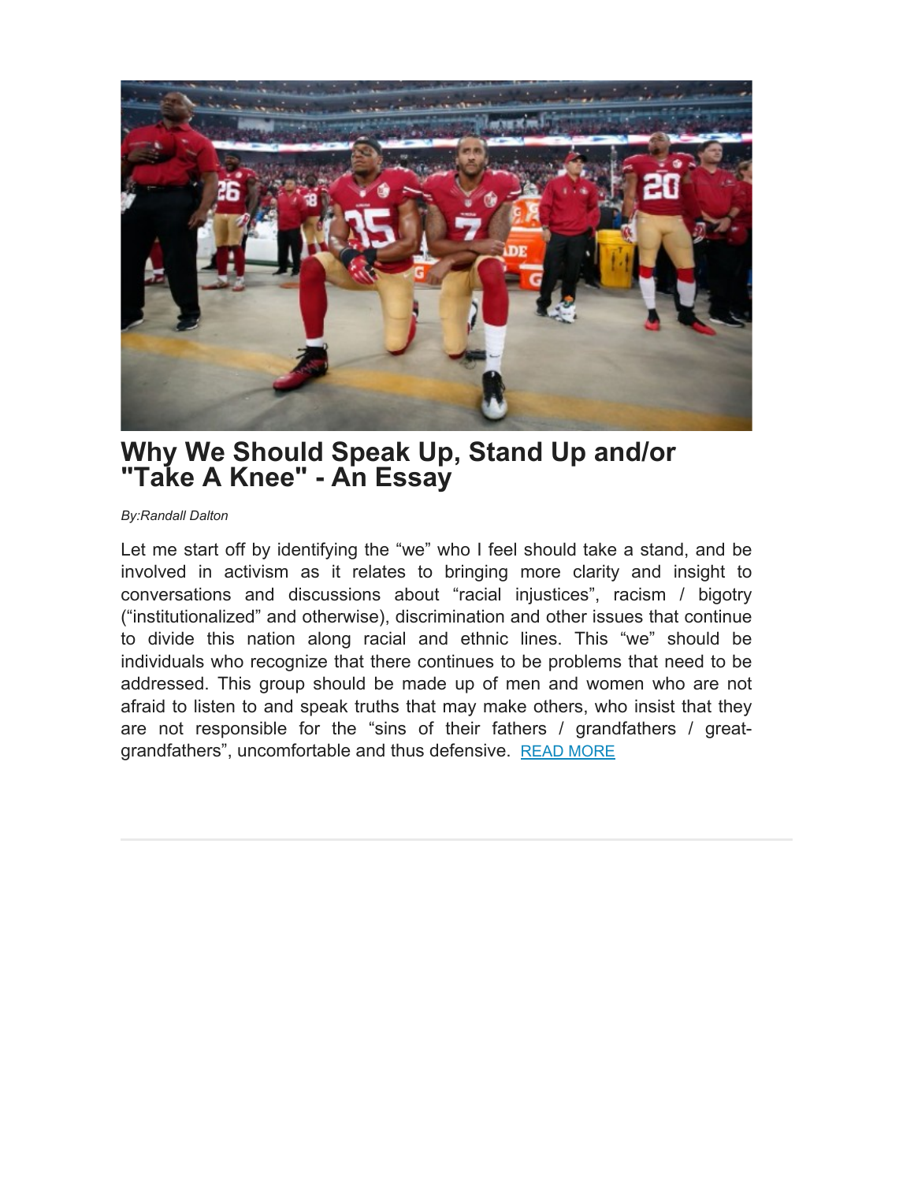# Why We Should Speak Up, Stand Up and/or "Take A Knee" - An Essay

*By:Randall Dalton*

Let me start off by identifying the “we” who I feel should take a stand, and be involved in activism as it relates to bringing more clarity and insight to conversations and discussions about “racial injustices”, racism / bigotry (“institutionalized” and otherwise), discrimination and other issues that continue to divide this nation along racial and ethnic lines. This “we” should be individuals who recognize that there continues to be problems that need to be addressed. This group should be made up of men and women who are not afraid to listen to and speak truths that may make others, who insist that they are not responsible for the “sins of their fathers / grandfathers / great-grandfathers”, uncomfortable and thus defensive. READ MORE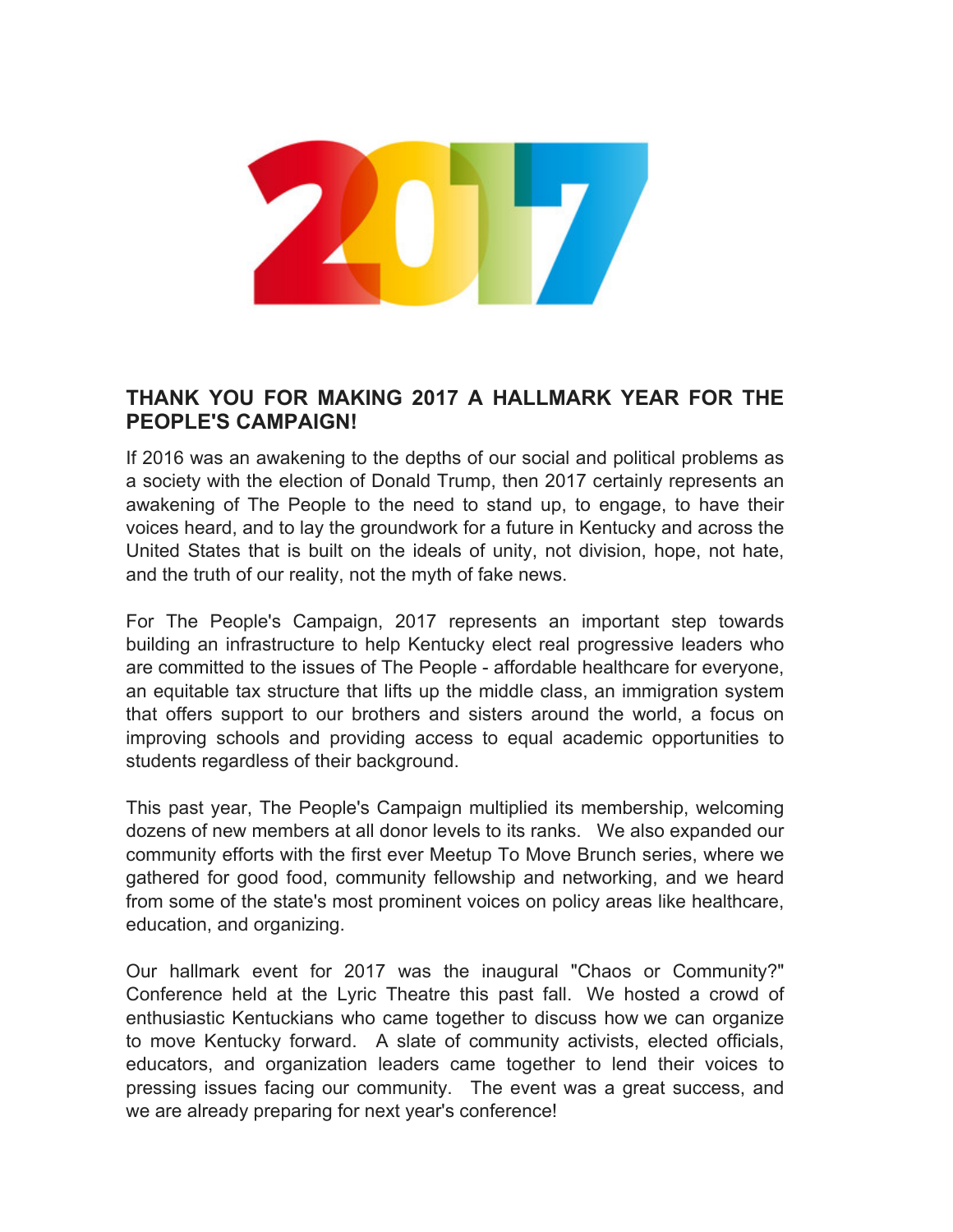## THANK YOU FOR MAKING 2017 A HALLMARK YEAR FOR THE PEOPLE'S CAMPAIGN!

If 2016 was an awakening to the depths of our social and political problems as a society with the election of Donald Trump, then 2017 certainly represents an awakening of The People to the need to stand up, to engage, to have their voices heard, and to lay the groundwork for a future in Kentucky and across the United States that is built on the ideals of unity, not division, hope, not hate, and the truth of our reality, not the myth of fake news.

For The People's Campaign, 2017 represents an important step towards building an infrastructure to help Kentucky elect real progressive leaders who are committed to the issues of The People - affordable healthcare for everyone, an equitable tax structure that lifts up the middle class, an immigration system that offers support to our brothers and sisters around the world, a focus on improving schools and providing access to equal academic opportunities to students regardless of their background.

This past year, The People's Campaign multiplied its membership, welcoming dozens of new members at all donor levels to its ranks. We also expanded our community efforts with the first ever Meetup To Move Brunch series, where we gathered for good food, community fellowship and networking, and we heard from some of the state's most prominent voices on policy areas like healthcare, education, and organizing.

Our hallmark event for 2017 was the inaugural "Chaos or Community?" Conference held at the Lyric Theatre this past fall. We hosted a crowd of enthusiastic Kentuckians who came together to discuss how we can organize to move Kentucky forward. A slate of community activists, elected officials, educators, and organization leaders came together to lend their voices to pressing issues facing our community. The event was a great success, and we are already preparing for next year's conference!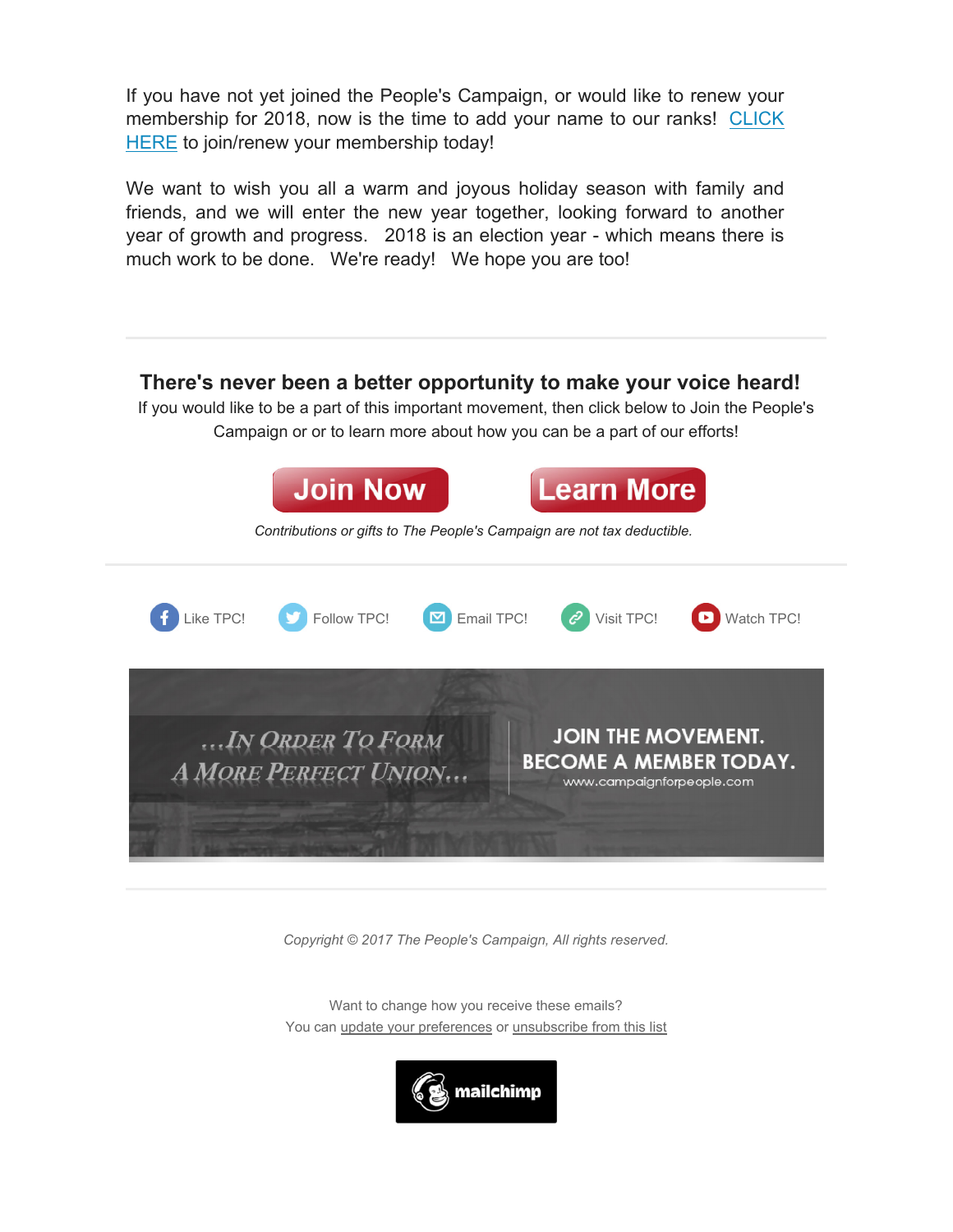If you have not yet joined the People's Campaign, or would like to renew your membership for 2018, now is the time to add your name to our ranks! CLICK HERE to join/renew your membership today!

We want to wish you all a warm and joyous holiday season with family and friends, and we will enter the new year together, looking forward to another year of growth and progress. 2018 is an election year - which means there is much work to be done. We're ready! We hope you are too!

---

**There's never been a better opportunity to make your voice heard!**

If you would like to be a part of this important movement, then click below to Join the People's Campaign or or to learn more about how you can be a part of our efforts!

Join Now | Learn More

*Contributions or gifts to The People's Campaign are not tax deductible.*

---

Like TPC! Follow TPC! Email TPC! Visit TPC! Watch TPC!

...In Order To Form A More Perfect Union...

JOIN THE MOVEMENT. BECOME A MEMBER TODAY.
www.campaignforpeople.com

---

*Copyright © 2017 The People's Campaign, All rights reserved.*

Want to change how you receive these emails?
You can update your preferences or unsubscribe from this list

mailchimp